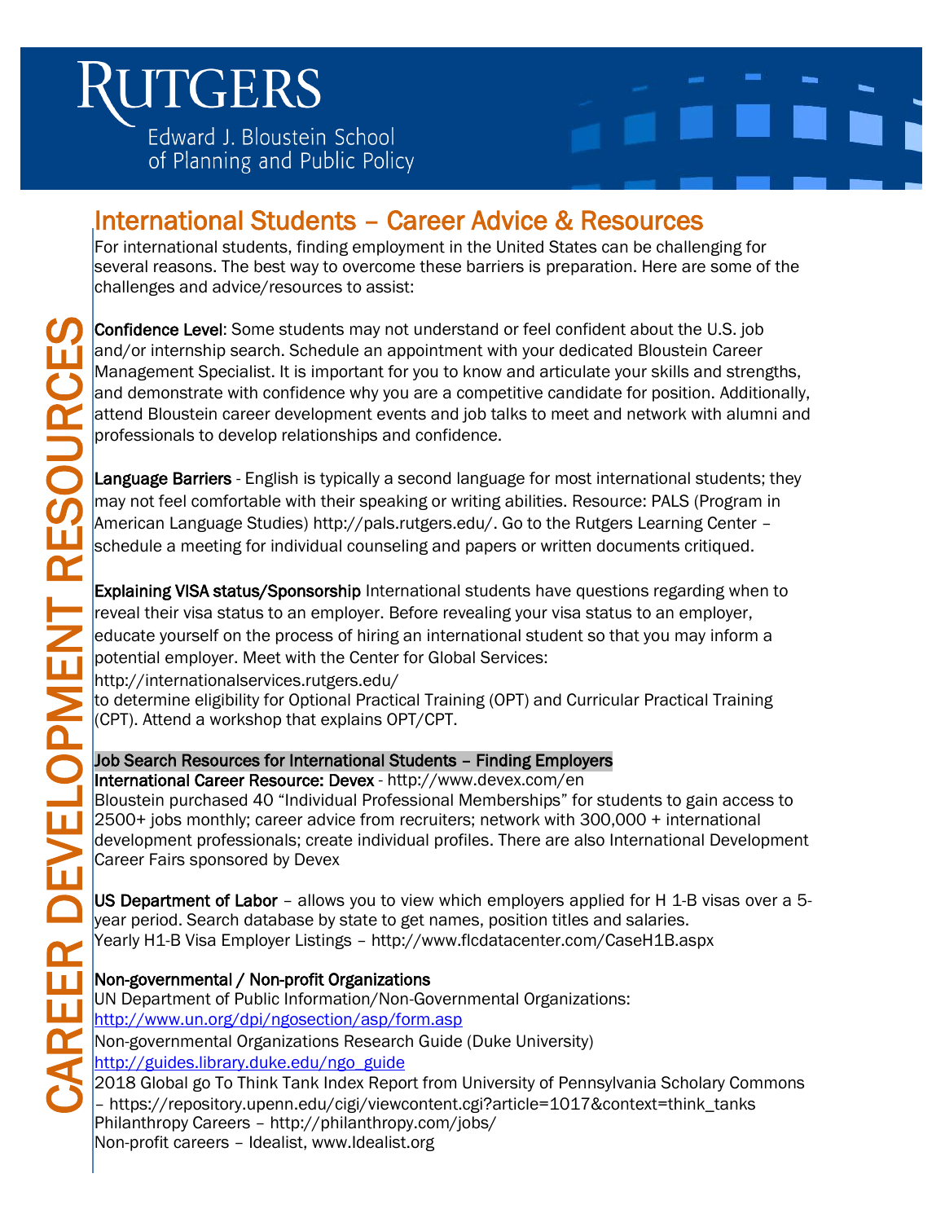# RUTGERS

Edward J. Bloustein School of Planning and Public Policy

CAREER DEVELOPMENT RESOURCES

## International Students – Career Advice & Resources

For international students, finding employment in the United States can be challenging for several reasons. The best way to overcome these barriers is preparation. Here are some of the challenges and advice/resources to assist:

**Confidence Level**: Some students may not understand or feel confident about the U.S. job and/or internship search. Schedule an appointment with your dedicated Bloustein Career Management Specialist. It is important for you to know and articulate your skills and strengths, and demonstrate with confidence why you are a competitive candidate for position. Additionally, attend Bloustein career development events and job talks to meet and network with alumni and professionals to develop relationships and confidence.

**Language Barriers** - English is typically a second language for most international students; they may not feel comfortable with their speaking or writing abilities. Resource: PALS (Program in American Language Studies) http://pals.rutgers.edu/. Go to the Rutgers Learning Center – schedule a meeting for individual counseling and papers or written documents critiqued.

**Explaining VISA status/Sponsorship** International students have questions regarding when to reveal their visa status to an employer. Before revealing your visa status to an employer, educate yourself on the process of hiring an international student so that you may inform a potential employer. Meet with the Center for Global Services:
http://internationalservices.rutgers.edu/
to determine eligibility for Optional Practical Training (OPT) and Curricular Practical Training (CPT). Attend a workshop that explains OPT/CPT.

### Job Search Resources for International Students – Finding Employers

**International Career Resource: Devex** - http://www.devex.com/en
Bloustein purchased 40 "Individual Professional Memberships" for students to gain access to 2500+ jobs monthly; career advice from recruiters; network with 300,000 + international development professionals; create individual profiles. There are also International Development Career Fairs sponsored by Devex

**US Department of Labor** – allows you to view which employers applied for H 1-B visas over a 5-year period. Search database by state to get names, position titles and salaries.
Yearly H1-B Visa Employer Listings – http://www.flcdatacenter.com/CaseH1B.aspx

**Non-governmental / Non-profit Organizations**
UN Department of Public Information/Non-Governmental Organizations:
http://www.un.org/dpi/ngosection/asp/form.asp
Non-governmental Organizations Research Guide (Duke University)
http://guides.library.duke.edu/ngo_guide
2018 Global go To Think Tank Index Report from University of Pennsylvania Scholary Commons – https://repository.upenn.edu/cigi/viewcontent.cgi?article=1017&context=think_tanks
Philanthropy Careers – http://philanthropy.com/jobs/
Non-profit careers – Idealist, www.Idealist.org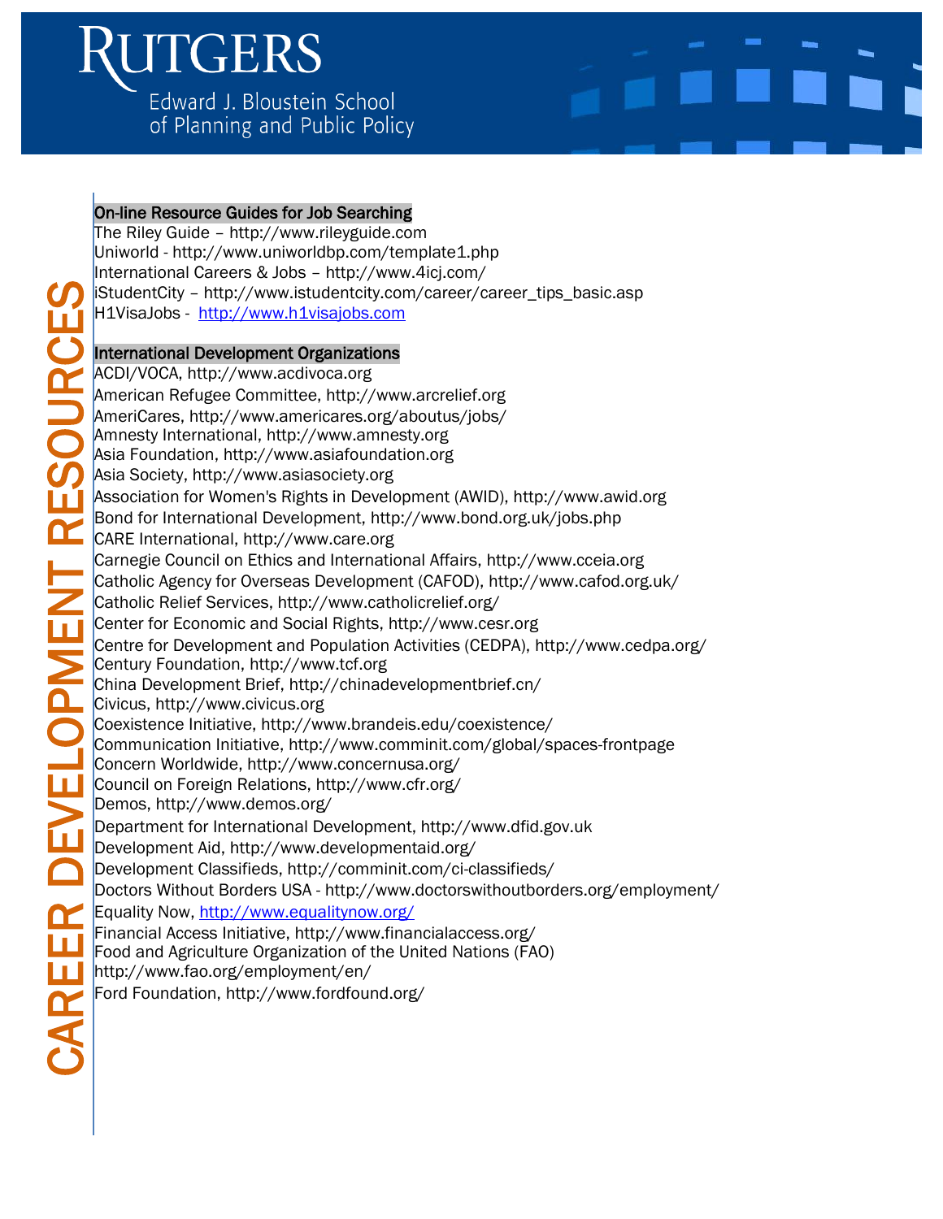## On-line Resource Guides for Job Searching

The Riley Guide – http://www.rileyguide.com
Uniworld - http://www.uniworldbp.com/template1.php
International Careers & Jobs – http://www.4icj.com/
iStudentCity – http://www.istudentcity.com/career/career_tips_basic.asp
H1VisaJobs - http://www.h1visajobs.com

## International Development Organizations

ACDI/VOCA, http://www.acdivoca.org
American Refugee Committee, http://www.arcrelief.org
AmeriCares, http://www.americares.org/aboutus/jobs/
Amnesty International, http://www.amnesty.org
Asia Foundation, http://www.asiafoundation.org
Asia Society, http://www.asiasociety.org
Association for Women's Rights in Development (AWID), http://www.awid.org
Bond for International Development, http://www.bond.org.uk/jobs.php
CARE International, http://www.care.org
Carnegie Council on Ethics and International Affairs, http://www.cceia.org
Catholic Agency for Overseas Development (CAFOD), http://www.cafod.org.uk/
Catholic Relief Services, http://www.catholicrelief.org/
Center for Economic and Social Rights, http://www.cesr.org
Centre for Development and Population Activities (CEDPA), http://www.cedpa.org/
Century Foundation, http://www.tcf.org
China Development Brief, http://chinadevelopmentbrief.cn/
Civicus, http://www.civicus.org
Coexistence Initiative, http://www.brandeis.edu/coexistence/
Communication Initiative, http://www.comminit.com/global/spaces-frontpage
Concern Worldwide, http://www.concernusa.org/
Council on Foreign Relations, http://www.cfr.org/
Demos, http://www.demos.org/
Department for International Development, http://www.dfid.gov.uk
Development Aid, http://www.developmentaid.org/
Development Classifieds, http://comminit.com/ci-classifieds/
Doctors Without Borders USA - http://www.doctorswithoutborders.org/employment/
Equality Now, http://www.equalitynow.org/
Financial Access Initiative, http://www.financialaccess.org/
Food and Agriculture Organization of the United Nations (FAO)
http://www.fao.org/employment/en/
Ford Foundation, http://www.fordfound.org/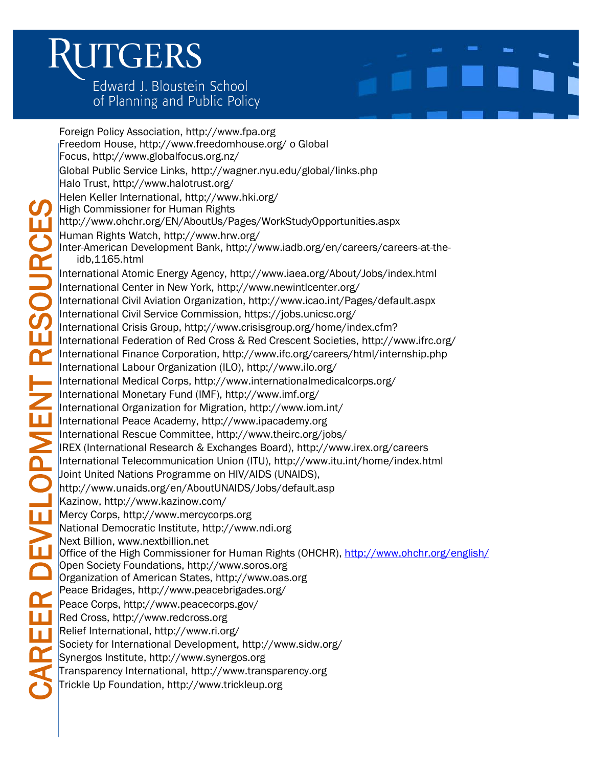Foreign Policy Association, http://www.fpa.org
Freedom House, http://www.freedomhouse.org/ o Global Focus, http://www.globalfocus.org.nz/
Global Public Service Links, http://wagner.nyu.edu/global/links.php
Halo Trust, http://www.halotrust.org/
Helen Keller International, http://www.hki.org/
High Commissioner for Human Rights http://www.ohchr.org/EN/AboutUs/Pages/WorkStudyOpportunities.aspx
Human Rights Watch, http://www.hrw.org/
Inter-American Development Bank, http://www.iadb.org/en/careers/careers-at-the-idb,1165.html
International Atomic Energy Agency, http://www.iaea.org/About/Jobs/index.html
International Center in New York, http://www.newintlcenter.org/
International Civil Aviation Organization, http://www.icao.int/Pages/default.aspx
International Civil Service Commission, https://jobs.unicsc.org/
International Crisis Group, http://www.crisisgroup.org/home/index.cfm?
International Federation of Red Cross & Red Crescent Societies, http://www.ifrc.org/
International Finance Corporation, http://www.ifc.org/careers/html/internship.php
International Labour Organization (ILO), http://www.ilo.org/
International Medical Corps, http://www.internationalmedicalcorps.org/
International Monetary Fund (IMF), http://www.imf.org/
International Organization for Migration, http://www.iom.int/
International Peace Academy, http://www.ipacademy.org
International Rescue Committee, http://www.theirc.org/jobs/
IREX (International Research & Exchanges Board), http://www.irex.org/careers
International Telecommunication Union (ITU), http://www.itu.int/home/index.html
Joint United Nations Programme on HIV/AIDS (UNAIDS), http://www.unaids.org/en/AboutUNAIDS/Jobs/default.asp
Kazinow, http://www.kazinow.com/
Mercy Corps, http://www.mercycorps.org
National Democratic Institute, http://www.ndi.org
Next Billion, www.nextbillion.net
Office of the High Commissioner for Human Rights (OHCHR), http://www.ohchr.org/english/
Open Society Foundations, http://www.soros.org
Organization of American States, http://www.oas.org
Peace Bridages, http://www.peacebrigades.org/
Peace Corps, http://www.peacecorps.gov/
Red Cross, http://www.redcross.org
Relief International, http://www.ri.org/
Society for International Development, http://www.sidw.org/
Synergos Institute, http://www.synergos.org
Transparency International, http://www.transparency.org
Trickle Up Foundation, http://www.trickleup.org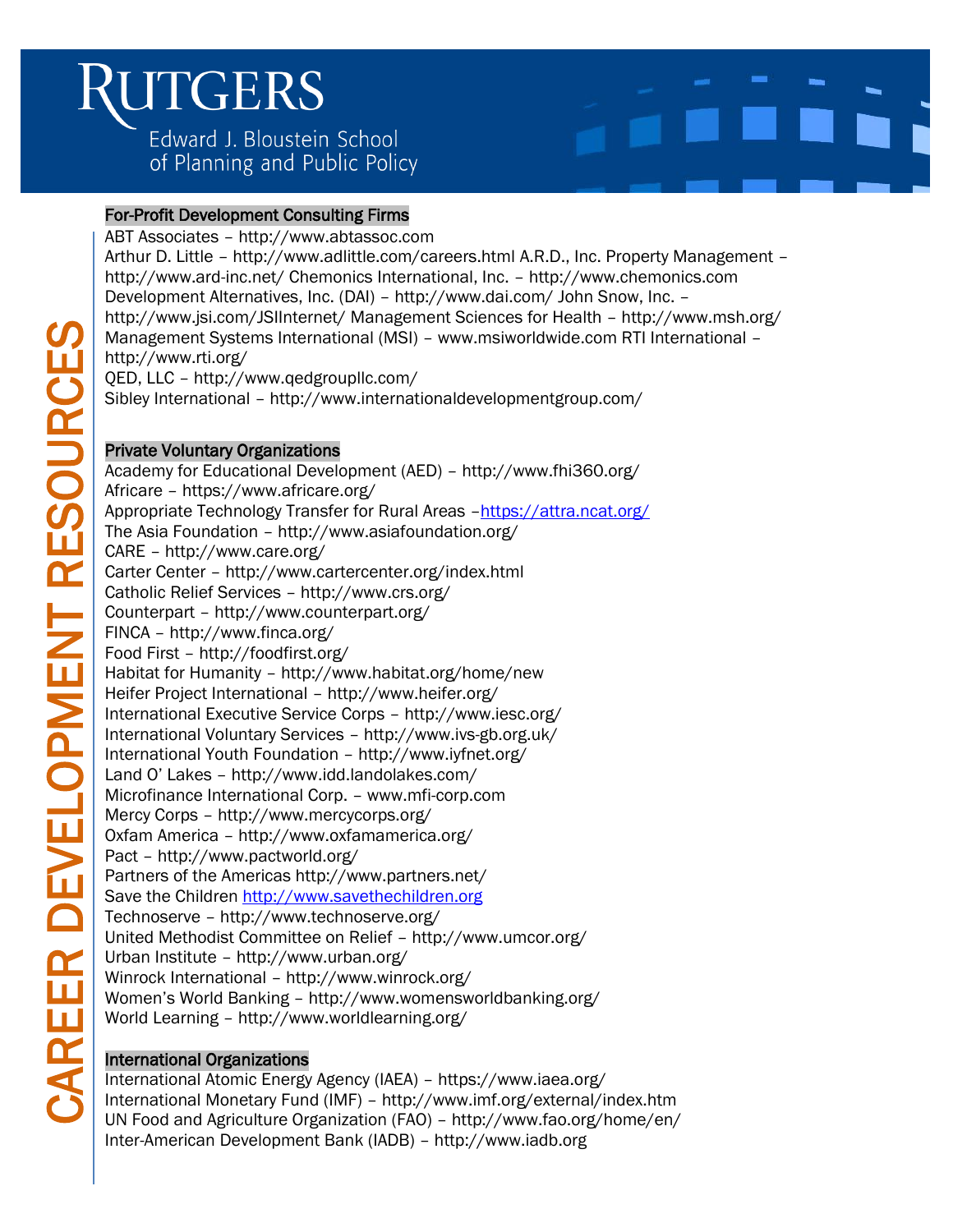## For-Profit Development Consulting Firms

ABT Associates – http://www.abtassoc.com
Arthur D. Little – http://www.adlittle.com/careers.html A.R.D., Inc. Property Management – http://www.ard-inc.net/ Chemonics International, Inc. – http://www.chemonics.com
Development Alternatives, Inc. (DAI) – http://www.dai.com/ John Snow, Inc. – http://www.jsi.com/JSIInternet/ Management Sciences for Health – http://www.msh.org/
Management Systems International (MSI) – www.msiworldwide.com RTI International – http://www.rti.org/
QED, LLC – http://www.qedgroupllc.com/
Sibley International – http://www.internationaldevelopmentgroup.com/

## Private Voluntary Organizations

Academy for Educational Development (AED) – http://www.fhi360.org/
Africare – https://www.africare.org/
Appropriate Technology Transfer for Rural Areas –https://attra.ncat.org/
The Asia Foundation – http://www.asiafoundation.org/
CARE – http://www.care.org/
Carter Center – http://www.cartercenter.org/index.html
Catholic Relief Services – http://www.crs.org/
Counterpart – http://www.counterpart.org/
FINCA – http://www.finca.org/
Food First – http://foodfirst.org/
Habitat for Humanity – http://www.habitat.org/home/new
Heifer Project International – http://www.heifer.org/
International Executive Service Corps – http://www.iesc.org/
International Voluntary Services – http://www.ivs-gb.org.uk/
International Youth Foundation – http://www.iyfnet.org/
Land O' Lakes – http://www.idd.landolakes.com/
Microfinance International Corp. – www.mfi-corp.com
Mercy Corps – http://www.mercycorps.org/
Oxfam America – http://www.oxfamamerica.org/
Pact – http://www.pactworld.org/
Partners of the Americas http://www.partners.net/
Save the Children http://www.savethechildren.org
Technoserve – http://www.technoserve.org/
United Methodist Committee on Relief – http://www.umcor.org/
Urban Institute – http://www.urban.org/
Winrock International – http://www.winrock.org/
Women's World Banking – http://www.womensworldbanking.org/
World Learning – http://www.worldlearning.org/

## International Organizations

International Atomic Energy Agency (IAEA) – https://www.iaea.org/
International Monetary Fund (IMF) – http://www.imf.org/external/index.htm
UN Food and Agriculture Organization (FAO) – http://www.fao.org/home/en/
Inter-American Development Bank (IADB) – http://www.iadb.org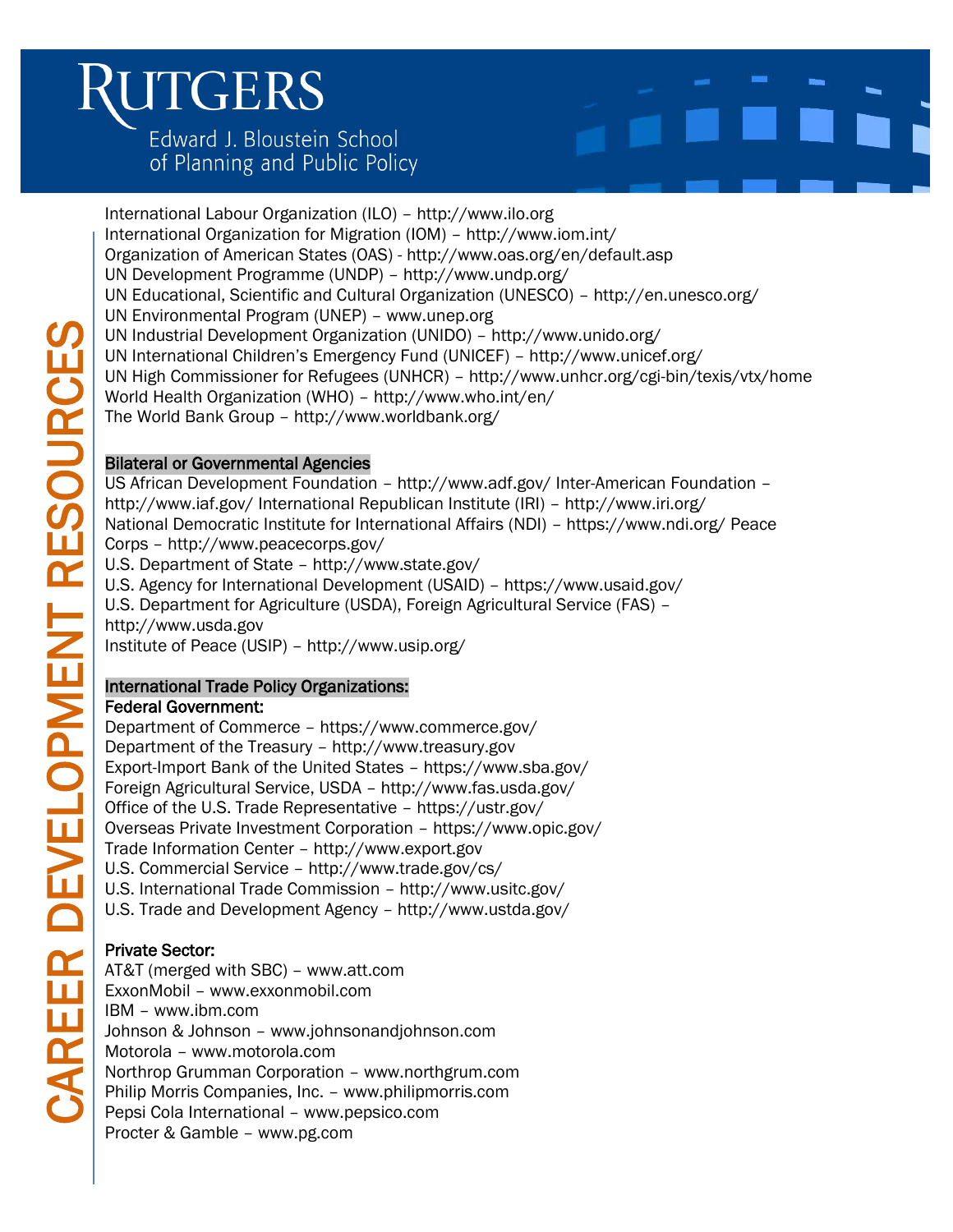International Labour Organization (ILO) – http://www.ilo.org
International Organization for Migration (IOM) – http://www.iom.int/
Organization of American States (OAS) - http://www.oas.org/en/default.asp
UN Development Programme (UNDP) – http://www.undp.org/
UN Educational, Scientific and Cultural Organization (UNESCO) – http://en.unesco.org/
UN Environmental Program (UNEP) – www.unep.org
UN Industrial Development Organization (UNIDO) – http://www.unido.org/
UN International Children's Emergency Fund (UNICEF) – http://www.unicef.org/
UN High Commissioner for Refugees (UNHCR) – http://www.unhcr.org/cgi-bin/texis/vtx/home
World Health Organization (WHO) – http://www.who.int/en/
The World Bank Group – http://www.worldbank.org/

**Bilateral or Governmental Agencies**

US African Development Foundation – http://www.adf.gov/ Inter-American Foundation – http://www.iaf.gov/ International Republican Institute (IRI) – http://www.iri.org/
National Democratic Institute for International Affairs (NDI) – https://www.ndi.org/ Peace Corps – http://www.peacecorps.gov/
U.S. Department of State – http://www.state.gov/
U.S. Agency for International Development (USAID) – https://www.usaid.gov/
U.S. Department for Agriculture (USDA), Foreign Agricultural Service (FAS) – http://www.usda.gov
Institute of Peace (USIP) – http://www.usip.org/

**International Trade Policy Organizations:**

**Federal Government:**

Department of Commerce – https://www.commerce.gov/
Department of the Treasury – http://www.treasury.gov
Export-Import Bank of the United States – https://www.sba.gov/
Foreign Agricultural Service, USDA – http://www.fas.usda.gov/
Office of the U.S. Trade Representative – https://ustr.gov/
Overseas Private Investment Corporation – https://www.opic.gov/
Trade Information Center – http://www.export.gov
U.S. Commercial Service – http://www.trade.gov/cs/
U.S. International Trade Commission – http://www.usitc.gov/
U.S. Trade and Development Agency – http://www.ustda.gov/

**Private Sector:**

AT&T (merged with SBC) – www.att.com
ExxonMobil – www.exxonmobil.com
IBM – www.ibm.com
Johnson & Johnson – www.johnsonandjohnson.com
Motorola – www.motorola.com
Northrop Grumman Corporation – www.northgrum.com
Philip Morris Companies, Inc. – www.philipmorris.com
Pepsi Cola International – www.pepsico.com
Procter & Gamble – www.pg.com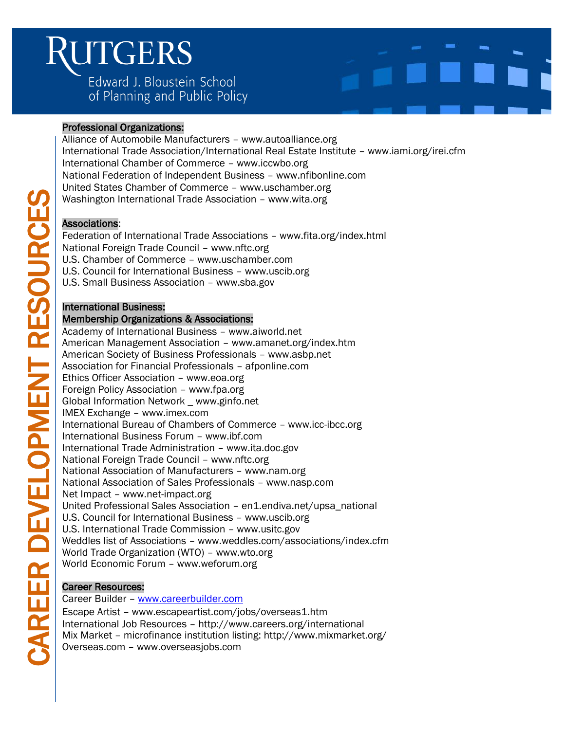**Professional Organizations:**

Alliance of Automobile Manufacturers – www.autoalliance.org
International Trade Association/International Real Estate Institute – www.iami.org/irei.cfm
International Chamber of Commerce – www.iccwbo.org
National Federation of Independent Business – www.nfibonline.com
United States Chamber of Commerce – www.uschamber.org
Washington International Trade Association – www.wita.org

**Associations**:

Federation of International Trade Associations – www.fita.org/index.html
National Foreign Trade Council – www.nftc.org
U.S. Chamber of Commerce – www.uschamber.com
U.S. Council for International Business – www.uscib.org
U.S. Small Business Association – www.sba.gov

**International Business:**
**Membership Organizations & Associations:**

Academy of International Business – www.aiworld.net
American Management Association – www.amanet.org/index.htm
American Society of Business Professionals – www.asbp.net
Association for Financial Professionals – afponline.com
Ethics Officer Association – www.eoa.org
Foreign Policy Association – www.fpa.org
Global Information Network _ www.ginfo.net
IMEX Exchange – www.imex.com
International Bureau of Chambers of Commerce – www.icc-ibcc.org
International Business Forum – www.ibf.com
International Trade Administration – www.ita.doc.gov
National Foreign Trade Council – www.nftc.org
National Association of Manufacturers – www.nam.org
National Association of Sales Professionals – www.nasp.com
Net Impact – www.net-impact.org
United Professional Sales Association – en1.endiva.net/upsa_national
U.S. Council for International Business – www.uscib.org
U.S. International Trade Commission – www.usitc.gov
Weddles list of Associations – www.weddles.com/associations/index.cfm
World Trade Organization (WTO) – www.wto.org
World Economic Forum – www.weforum.org

**Career Resources:**

Career Builder – www.careerbuilder.com
Escape Artist – www.escapeartist.com/jobs/overseas1.htm
International Job Resources – http://www.careers.org/international
Mix Market – microfinance institution listing: http://www.mixmarket.org/
Overseas.com – www.overseasjobs.com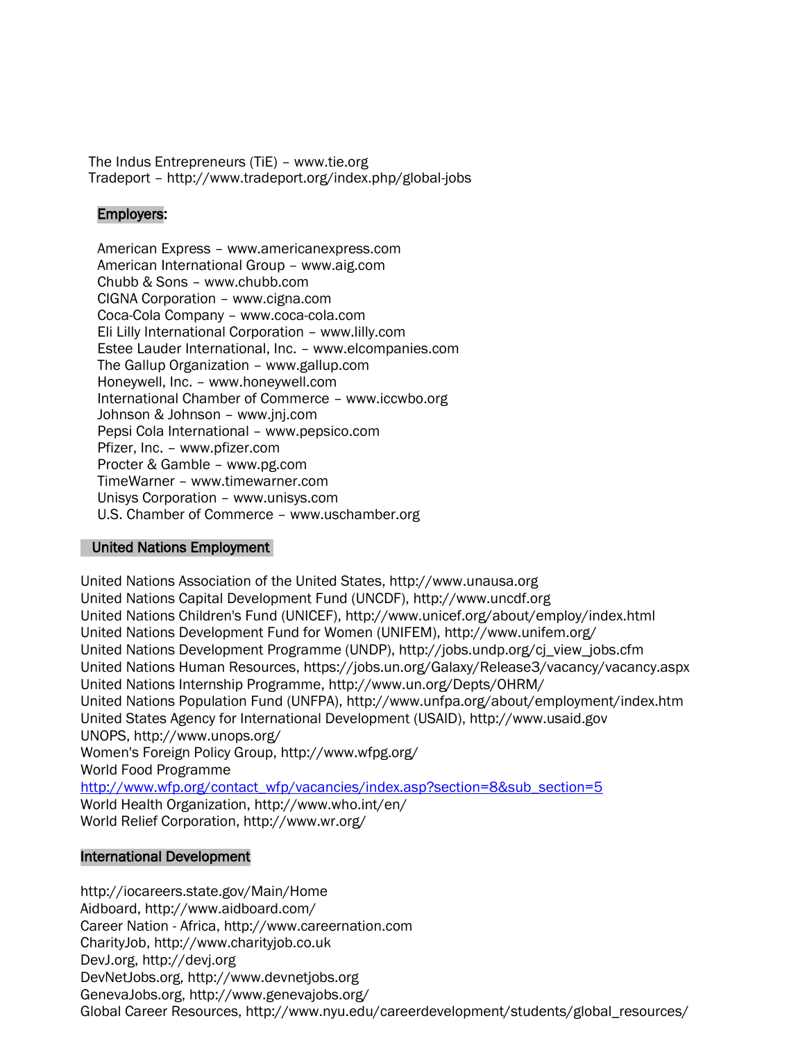The Indus Entrepreneurs (TiE) – www.tie.org
Tradeport – http://www.tradeport.org/index.php/global-jobs

## Employers:

American Express – www.americanexpress.com
American International Group – www.aig.com
Chubb & Sons – www.chubb.com
CIGNA Corporation – www.cigna.com
Coca-Cola Company – www.coca-cola.com
Eli Lilly International Corporation – www.lilly.com
Estee Lauder International, Inc. – www.elcompanies.com
The Gallup Organization – www.gallup.com
Honeywell, Inc. – www.honeywell.com
International Chamber of Commerce – www.iccwbo.org
Johnson & Johnson – www.jnj.com
Pepsi Cola International – www.pepsico.com
Pfizer, Inc. – www.pfizer.com
Procter & Gamble – www.pg.com
TimeWarner – www.timewarner.com
Unisys Corporation – www.unisys.com
U.S. Chamber of Commerce – www.uschamber.org

## United Nations Employment

United Nations Association of the United States, http://www.unausa.org
United Nations Capital Development Fund (UNCDF), http://www.uncdf.org
United Nations Children's Fund (UNICEF), http://www.unicef.org/about/employ/index.html
United Nations Development Fund for Women (UNIFEM), http://www.unifem.org/
United Nations Development Programme (UNDP), http://jobs.undp.org/cj_view_jobs.cfm
United Nations Human Resources, https://jobs.un.org/Galaxy/Release3/vacancy/vacancy.aspx
United Nations Internship Programme, http://www.un.org/Depts/OHRM/
United Nations Population Fund (UNFPA), http://www.unfpa.org/about/employment/index.htm
United States Agency for International Development (USAID), http://www.usaid.gov
UNOPS, http://www.unops.org/
Women's Foreign Policy Group, http://www.wfpg.org/
World Food Programme
http://www.wfp.org/contact_wfp/vacancies/index.asp?section=8&sub_section=5
World Health Organization, http://www.who.int/en/
World Relief Corporation, http://www.wr.org/

## International Development

http://iocareers.state.gov/Main/Home
Aidboard, http://www.aidboard.com/
Career Nation - Africa, http://www.careernation.com
CharityJob, http://www.charityjob.co.uk
DevJ.org, http://devj.org
DevNetJobs.org, http://www.devnetjobs.org
GenevaJobs.org, http://www.genevajobs.org/
Global Career Resources, http://www.nyu.edu/careerdevelopment/students/global_resources/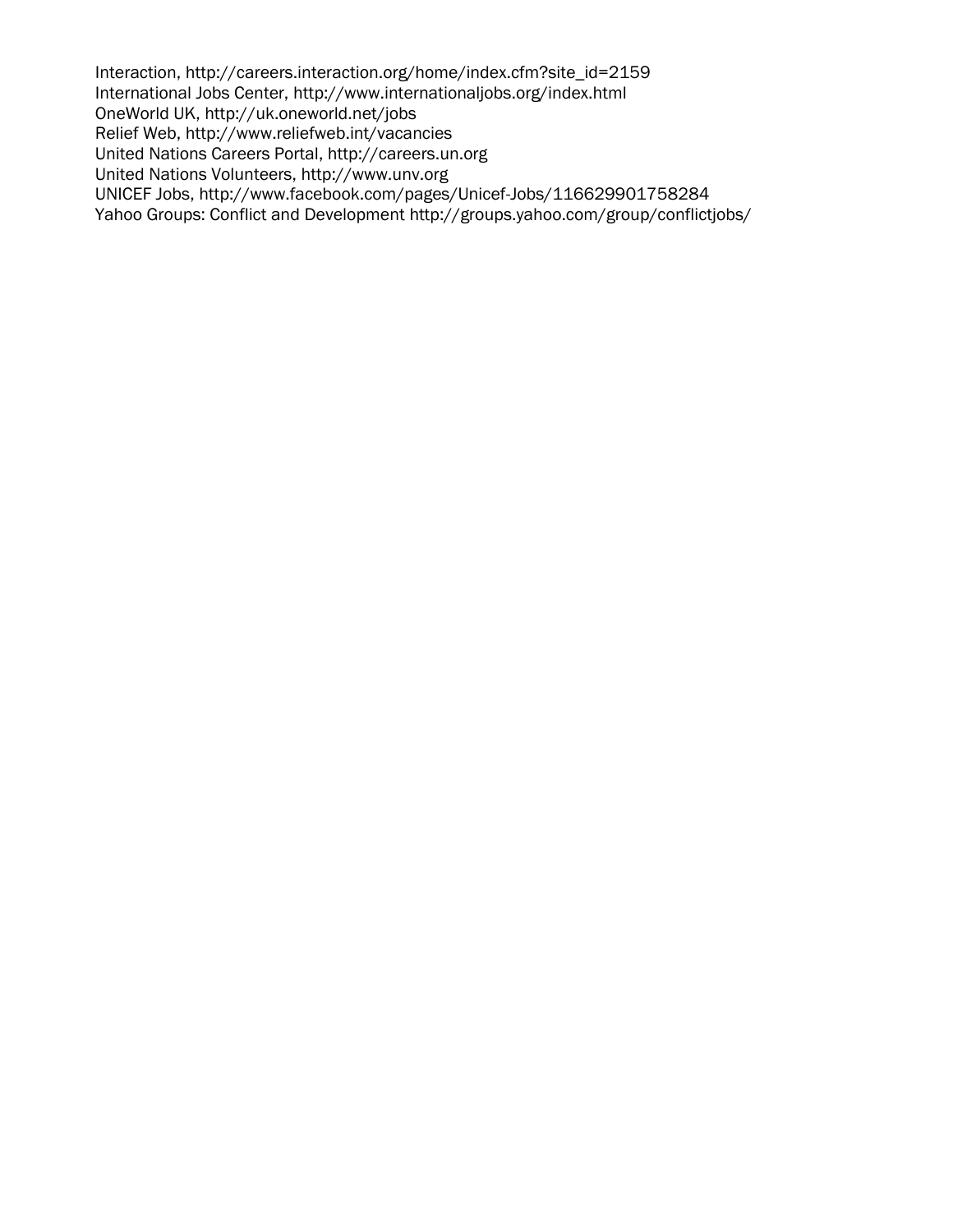Interaction, http://careers.interaction.org/home/index.cfm?site_id=2159
International Jobs Center, http://www.internationaljobs.org/index.html
OneWorld UK, http://uk.oneworld.net/jobs
Relief Web, http://www.reliefweb.int/vacancies
United Nations Careers Portal, http://careers.un.org
United Nations Volunteers, http://www.unv.org
UNICEF Jobs, http://www.facebook.com/pages/Unicef-Jobs/116629901758284
Yahoo Groups: Conflict and Development http://groups.yahoo.com/group/conflictjobs/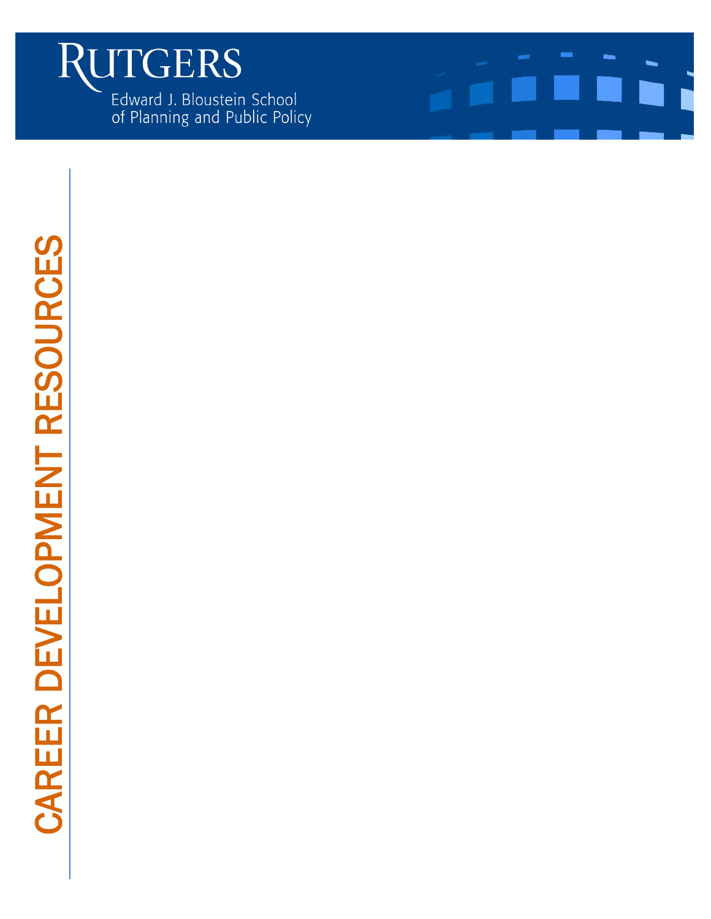RUTGERS

Edward J. Bloustein School of Planning and Public Policy

CAREER DEVELOPMENT RESOURCES